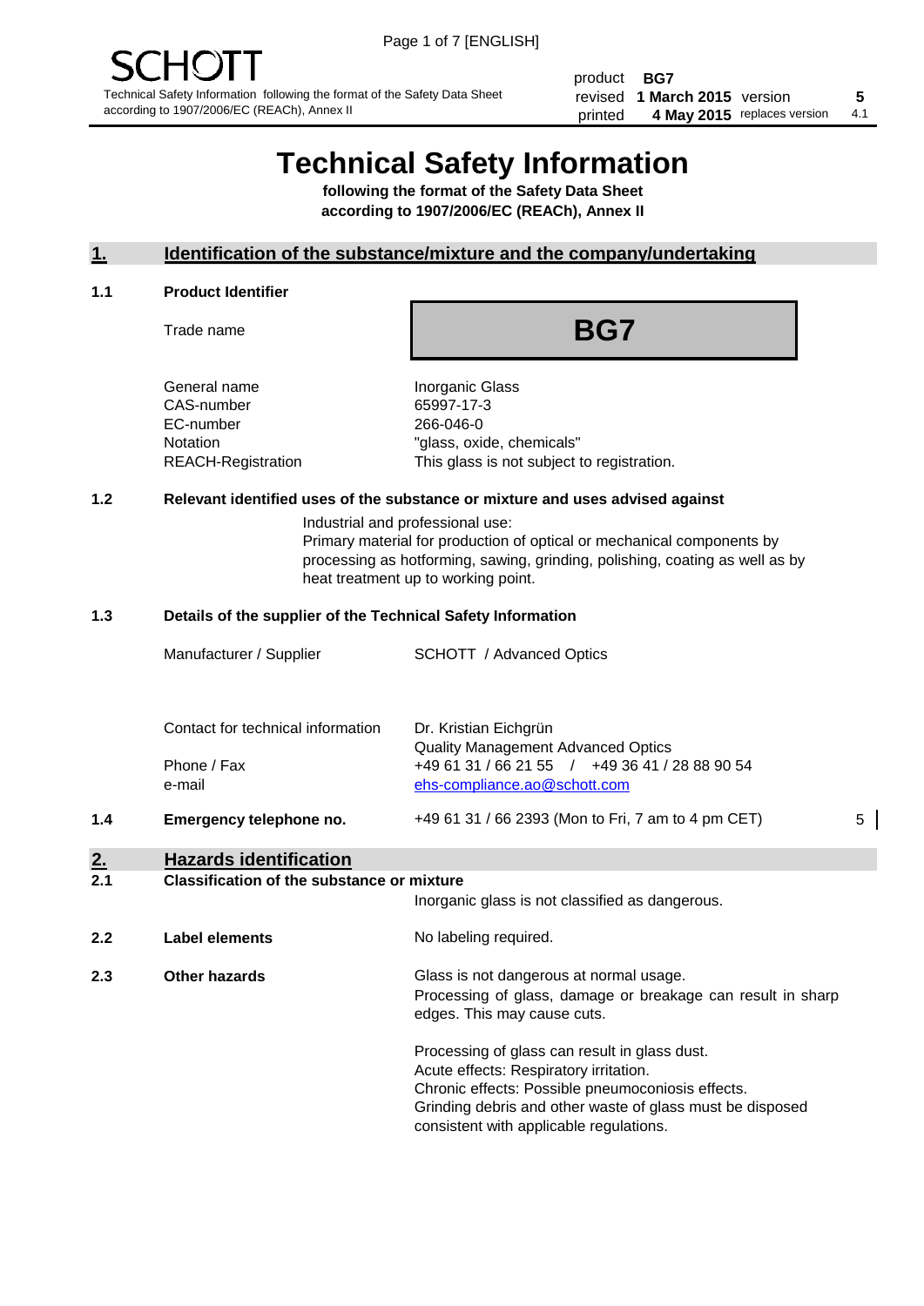SCHOTT

Technical Safety Information following the format of the Safety Data Sheet according to 1907/2006/EC (REACh), Annex II

| product | BG7 | | |
|---|---|---|---|
| revised | 1 March 2015 | version | 5 |
| printed | 4 May 2015 | replaces version | 4.1 |

# Technical Safety Information

**following the format of the Safety Data Sheet**
**according to 1907/2006/EC (REACh), Annex II**

## 1. Identification of the substance/mixture and the company/undertaking

### 1.1 Product Identifier

| | |
|---|---|
| Trade name | **BG7** |
| General name | Inorganic Glass |
| CAS-number | 65997-17-3 |
| EC-number | 266-046-0 |
| Notation | "glass, oxide, chemicals" |
| REACH-Registration | This glass is not subject to registration. |

### 1.2 Relevant identified uses of the substance or mixture and uses advised against

Industrial and professional use:
Primary material for production of optical or mechanical components by processing as hotforming, sawing, grinding, polishing, coating as well as by heat treatment up to working point.

### 1.3 Details of the supplier of the Technical Safety Information

| | |
|---|---|
| Manufacturer / Supplier | SCHOTT / Advanced Optics |
| Contact for technical information | Dr. Kristian Eichgrün<br>Quality Management Advanced Optics |
| Phone / Fax | +49 61 31 / 66 21 55 / +49 36 41 / 28 88 90 54 |
| e-mail | ehs-compliance.ao@schott.com |

### 1.4 Emergency telephone no.

+49 61 31 / 66 2393 (Mon to Fri, 7 am to 4 pm CET) 5

## 2. Hazards identification

### 2.1 Classification of the substance or mixture

Inorganic glass is not classified as dangerous.

### 2.2 Label elements

No labeling required.

### 2.3 Other hazards

Glass is not dangerous at normal usage.
Processing of glass, damage or breakage can result in sharp edges. This may cause cuts.

Processing of glass can result in glass dust.
Acute effects: Respiratory irritation.
Chronic effects: Possible pneumoconiosis effects.
Grinding debris and other waste of glass must be disposed consistent with applicable regulations.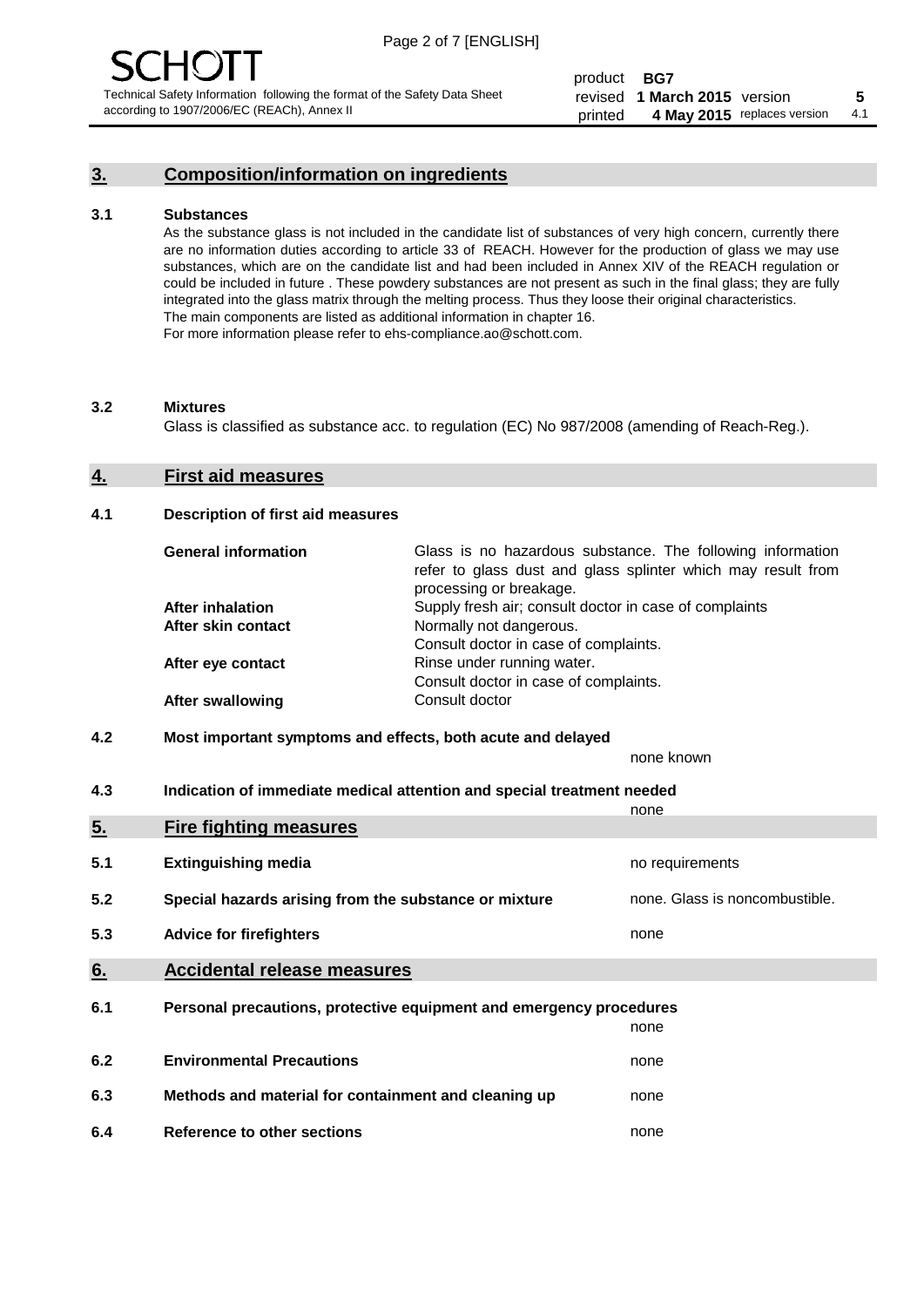## 3. Composition/information on ingredients

### 3.1 Substances

As the substance glass is not included in the candidate list of substances of very high concern, currently there are no information duties according to article 33 of REACH. However for the production of glass we may use substances, which are on the candidate list and had been included in Annex XIV of the REACH regulation or could be included in future . These powdery substances are not present as such in the final glass; they are fully integrated into the glass matrix through the melting process. Thus they loose their original characteristics. The main components are listed as additional information in chapter 16. For more information please refer to ehs-compliance.ao@schott.com.

### 3.2 Mixtures

Glass is classified as substance acc. to regulation (EC) No 987/2008 (amending of Reach-Reg.).

## 4. First aid measures

### 4.1 Description of first aid measures

| | |
|---|---|
| **General information** | Glass is no hazardous substance. The following information refer to glass dust and glass splinter which may result from processing or breakage. |
| **After inhalation** | Supply fresh air; consult doctor in case of complaints |
| **After skin contact** | Normally not dangerous. Consult doctor in case of complaints. |
| **After eye contact** | Rinse under running water. Consult doctor in case of complaints. |
| **After swallowing** | Consult doctor |

### 4.2 Most important symptoms and effects, both acute and delayed

none known

### 4.3 Indication of immediate medical attention and special treatment needed

none

## 5. Fire fighting measures

| | | |
|---|---|---|
| 5.1 | **Extinguishing media** | no requirements |
| 5.2 | **Special hazards arising from the substance or mixture** | none. Glass is noncombustible. |
| 5.3 | **Advice for firefighters** | none |

## 6. Accidental release measures

| | | |
|---|---|---|
| 6.1 | **Personal precautions, protective equipment and emergency procedures** | none |
| 6.2 | **Environmental Precautions** | none |
| 6.3 | **Methods and material for containment and cleaning up** | none |
| 6.4 | **Reference to other sections** | none |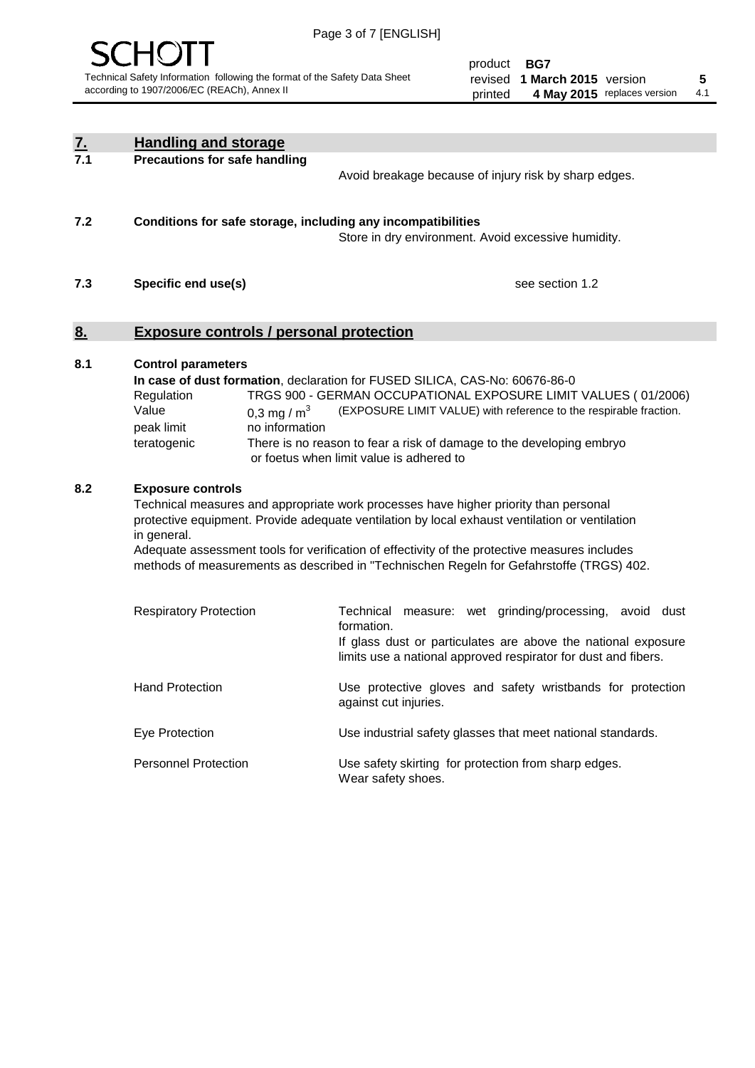## 7. Handling and storage

**7.1 Precautions for safe handling**

Avoid breakage because of injury risk by sharp edges.

**7.2 Conditions for safe storage, including any incompatibilities**

Store in dry environment. Avoid excessive humidity.

**7.3 Specific end use(s)**

see section 1.2

## 8. Exposure controls / personal protection

**8.1 Control parameters**

**In case of dust formation**, declaration for FUSED SILICA, CAS-No: 60676-86-0

| | |
|---|---|
| Regulation | TRGS 900 - GERMAN OCCUPATIONAL EXPOSURE LIMIT VALUES ( 01/2006) |
| Value | 0,3 mg / $m^3$ (EXPOSURE LIMIT VALUE) with reference to the respirable fraction. |
| peak limit | no information |
| teratogenic | There is no reason to fear a risk of damage to the developing embryo or foetus when limit value is adhered to |

**8.2 Exposure controls**

Technical measures and appropriate work processes have higher priority than personal protective equipment. Provide adequate ventilation by local exhaust ventilation or ventilation in general.

Adequate assessment tools for verification of effectivity of the protective measures includes methods of measurements as described in "Technischen Regeln for Gefahrstoffe (TRGS) 402.

| | |
|---|---|
| Respiratory Protection | Technical measure: wet grinding/processing, avoid dust formation. If glass dust or particulates are above the national exposure limits use a national approved respirator for dust and fibers. |
| Hand Protection | Use protective gloves and safety wristbands for protection against cut injuries. |
| Eye Protection | Use industrial safety glasses that meet national standards. |
| Personnel Protection | Use safety skirting for protection from sharp edges. Wear safety shoes. |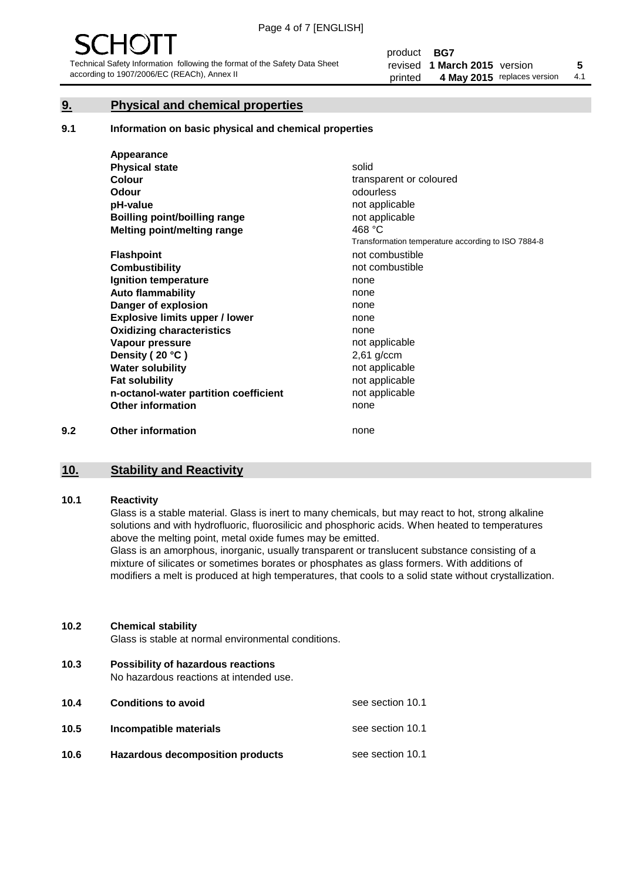## 9. Physical and chemical properties

### 9.1 Information on basic physical and chemical properties

| | |
|---|---|
| **Appearance** | |
| **Physical state** | solid |
| **Colour** | transparent or coloured |
| **Odour** | odourless |
| **pH-value** | not applicable |
| **Boilling point/boilling range** | not applicable |
| **Melting point/melting range** | 468 °C<br>Transformation temperature according to ISO 7884-8 |
| **Flashpoint** | not combustible |
| **Combustibility** | not combustible |
| **Ignition temperature** | none |
| **Auto flammability** | none |
| **Danger of explosion** | none |
| **Explosive limits upper / lower** | none |
| **Oxidizing characteristics** | none |
| **Vapour pressure** | not applicable |
| **Density ( 20 °C )** | 2,61 g/ccm |
| **Water solubility** | not applicable |
| **Fat solubility** | not applicable |
| **n-octanol-water partition coefficient** | not applicable |
| **Other information** | none |

### 9.2 Other information

none

## 10. Stability and Reactivity

### 10.1 Reactivity

Glass is a stable material. Glass is inert to many chemicals, but may react to hot, strong alkaline solutions and with hydrofluoric, fluorosilicic and phosphoric acids. When heated to temperatures above the melting point, metal oxide fumes may be emitted.

Glass is an amorphous, inorganic, usually transparent or translucent substance consisting of a mixture of silicates or sometimes borates or phosphates as glass formers. With additions of modifiers a melt is produced at high temperatures, that cools to a solid state without crystallization.

### 10.2 Chemical stability

Glass is stable at normal environmental conditions.

### 10.3 Possibility of hazardous reactions

No hazardous reactions at intended use.

| | | |
|---|---|---|
| **10.4** | **Conditions to avoid** | see section 10.1 |
| **10.5** | **Incompatible materials** | see section 10.1 |
| **10.6** | **Hazardous decomposition products** | see section 10.1 |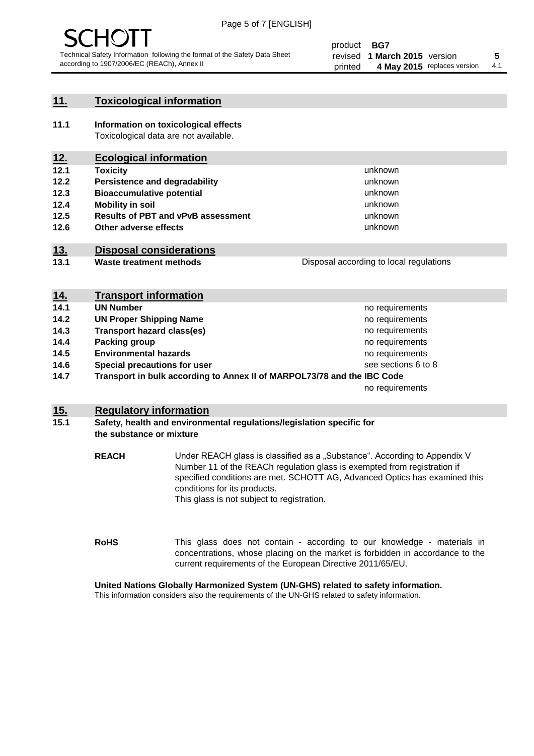## 11. Toxicological information

**11.1 Information on toxicological effects**
Toxicological data are not available.

## 12. Ecological information

| | | |
|---|---|---|
| **12.1** | **Toxicity** | unknown |
| **12.2** | **Persistence and degradability** | unknown |
| **12.3** | **Bioaccumulative potential** | unknown |
| **12.4** | **Mobility in soil** | unknown |
| **12.5** | **Results of PBT and vPvB assessment** | unknown |
| **12.6** | **Other adverse effects** | unknown |

## 13. Disposal considerations

| | | |
|---|---|---|
| **13.1** | **Waste treatment methods** | Disposal according to local regulations |

## 14. Transport information

| | | |
|---|---|---|
| **14.1** | **UN Number** | no requirements |
| **14.2** | **UN Proper Shipping Name** | no requirements |
| **14.3** | **Transport hazard class(es)** | no requirements |
| **14.4** | **Packing group** | no requirements |
| **14.5** | **Environmental hazards** | no requirements |
| **14.6** | **Special precautions for user** | see sections 6 to 8 |
| **14.7** | **Transport in bulk according to Annex II of MARPOL73/78 and the IBC Code** | no requirements |

## 15. Regulatory information

**15.1 Safety, health and environmental regulations/legislation specific for the substance or mixture**

**REACH** Under REACH glass is classified as a „Substance“. According to Appendix V Number 11 of the REACh regulation glass is exempted from registration if specified conditions are met. SCHOTT AG, Advanced Optics has examined this conditions for its products.
This glass is not subject to registration.

**RoHS** This glass does not contain - according to our knowledge - materials in concentrations, whose placing on the market is forbidden in accordance to the current requirements of the European Directive 2011/65/EU.

**United Nations Globally Harmonized System (UN-GHS) related to safety information.**
This information considers also the requirements of the UN-GHS related to safety information.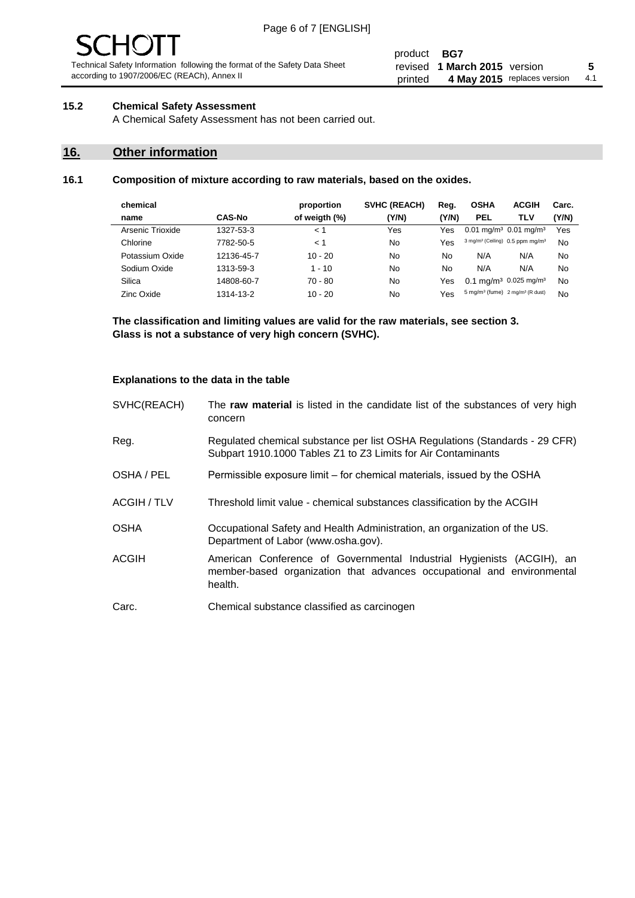### 15.2 Chemical Safety Assessment

A Chemical Safety Assessment has not been carried out.

## 16. Other information

### 16.1 Composition of mixture according to raw materials, based on the oxides.

| chemical name | CAS-No | proportion of weigth (%) | SVHC (REACH) (Y/N) | Reg. (Y/N) | OSHA PEL | ACGIH TLV | Carc. (Y/N) |
|---|---|---|---|---|---|---|---|
| Arsenic Trioxide | 1327-53-3 | < 1 | Yes | Yes | 0.01 mg/m³ | 0.01 mg/m³ | Yes |
| Chlorine | 7782-50-5 | < 1 | No | Yes | 3 mg/m³ (Ceiling) | 0.5 ppm mg/m³ | No |
| Potassium Oxide | 12136-45-7 | 10 - 20 | No | No | N/A | N/A | No |
| Sodium Oxide | 1313-59-3 | 1 - 10 | No | No | N/A | N/A | No |
| Silica | 14808-60-7 | 70 - 80 | No | Yes | 0.1 mg/m³ | 0.025 mg/m³ | No |
| Zinc Oxide | 1314-13-2 | 10 - 20 | No | Yes | 5 mg/m³ (fume) | 2 mg/m³ (R dust) | No |

**The classification and limiting values are valid for the raw materials, see section 3.**
**Glass is not a substance of very high concern (SVHC).**

#### Explanations to the data in the table

SVHC(REACH) — The **raw material** is listed in the candidate list of the substances of very high concern

Reg. — Regulated chemical substance per list OSHA Regulations (Standards - 29 CFR) Subpart 1910.1000 Tables Z1 to Z3 Limits for Air Contaminants

OSHA / PEL — Permissible exposure limit – for chemical materials, issued by the OSHA

ACGIH / TLV — Threshold limit value - chemical substances classification by the ACGIH

OSHA — Occupational Safety and Health Administration, an organization of the US. Department of Labor (www.osha.gov).

ACGIH — American Conference of Governmental Industrial Hygienists (ACGIH), an member-based organization that advances occupational and environmental health.

Carc. — Chemical substance classified as carcinogen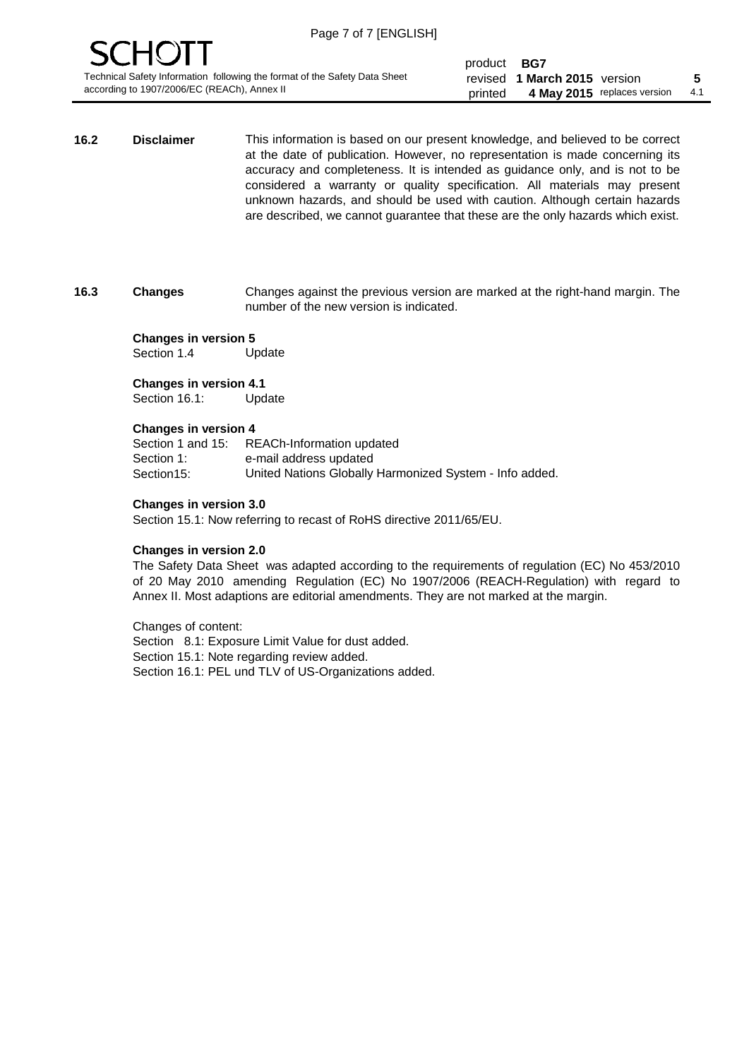**16.2 Disclaimer**

This information is based on our present knowledge, and believed to be correct at the date of publication. However, no representation is made concerning its accuracy and completeness. It is intended as guidance only, and is not to be considered a warranty or quality specification. All materials may present unknown hazards, and should be used with caution. Although certain hazards are described, we cannot guarantee that these are the only hazards which exist.

**16.3 Changes**

Changes against the previous version are marked at the right-hand margin. The number of the new version is indicated.

**Changes in version 5**

Section 1.4 Update

**Changes in version 4.1**

Section 16.1: Update

**Changes in version 4**

| | |
|---|---|
| Section 1 and 15: | REACh-Information updated |
| Section 1: | e-mail address updated |
| Section15: | United Nations Globally Harmonized System - Info added. |

**Changes in version 3.0**

Section 15.1: Now referring to recast of RoHS directive 2011/65/EU.

**Changes in version 2.0**

The Safety Data Sheet was adapted according to the requirements of regulation (EC) No 453/2010 of 20 May 2010 amending Regulation (EC) No 1907/2006 (REACH-Regulation) with regard to Annex II. Most adaptions are editorial amendments. They are not marked at the margin.

Changes of content:
Section 8.1: Exposure Limit Value for dust added.
Section 15.1: Note regarding review added.
Section 16.1: PEL und TLV of US-Organizations added.